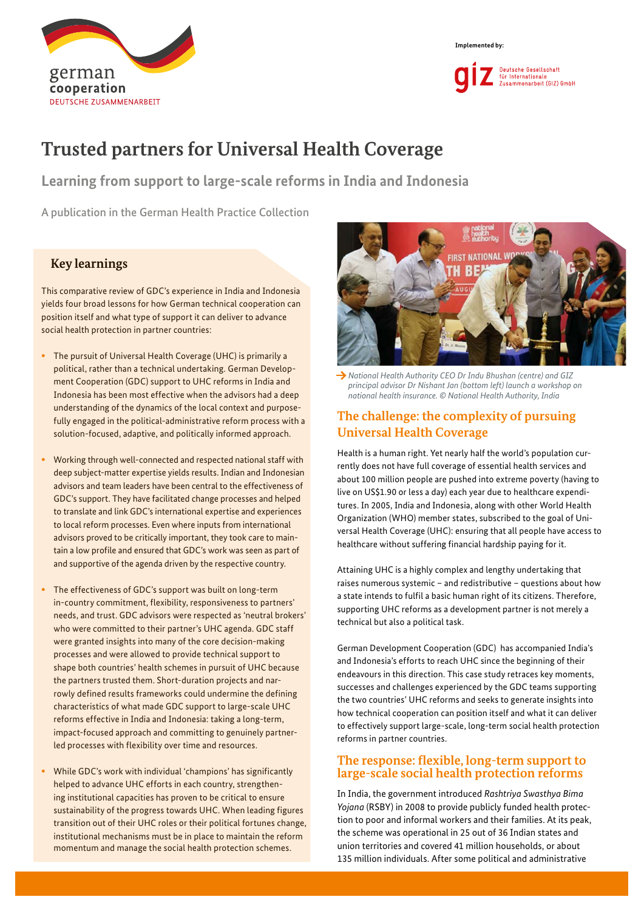# Trusted partners for Universal Health Coverage

## Learning from support to large-scale reforms in India and Indonesia

A publication in the German Health Practice Collection

## Key learnings

This comparative review of GDC's experience in India and Indonesia yields four broad lessons for how German technical cooperation can position itself and what type of support it can deliver to advance social health protection in partner countries:

- The pursuit of Universal Health Coverage (UHC) is primarily a political, rather than a technical undertaking. German Development Cooperation (GDC) support to UHC reforms in India and Indonesia has been most effective when the advisors had a deep understanding of the dynamics of the local context and purposefully engaged in the political-administrative reform process with a solution-focused, adaptive, and politically informed approach.
- Working through well-connected and respected national staff with deep subject-matter expertise yields results. Indian and Indonesian advisors and team leaders have been central to the effectiveness of GDC's support. They have facilitated change processes and helped to translate and link GDC's international expertise and experiences to local reform processes. Even where inputs from international advisors proved to be critically important, they took care to maintain a low profile and ensured that GDC's work was seen as part of and supportive of the agenda driven by the respective country.
- The effectiveness of GDC's support was built on long-term in-country commitment, flexibility, responsiveness to partners' needs, and trust. GDC advisors were respected as 'neutral brokers' who were committed to their partner's UHC agenda. GDC staff were granted insights into many of the core decision-making processes and were allowed to provide technical support to shape both countries' health schemes in pursuit of UHC because the partners trusted them. Short-duration projects and narrowly defined results frameworks could undermine the defining characteristics of what made GDC support to large-scale UHC reforms effective in India and Indonesia: taking a long-term, impact-focused approach and committing to genuinely partner-led processes with flexibility over time and resources.
- While GDC's work with individual 'champions' has significantly helped to advance UHC efforts in each country, strengthening institutional capacities has proven to be critical to ensure sustainability of the progress towards UHC. When leading figures transition out of their UHC roles or their political fortunes change, institutional mechanisms must be in place to maintain the reform momentum and manage the social health protection schemes.

National Health Authority CEO Dr Indu Bhushan (centre) and GIZ principal advisor Dr Nishant Jan (bottom left) launch a workshop on national health insurance. © National Health Authority, India

## The challenge: the complexity of pursuing Universal Health Coverage

Health is a human right. Yet nearly half the world's population currently does not have full coverage of essential health services and about 100 million people are pushed into extreme poverty (having to live on US$1.90 or less a day) each year due to healthcare expenditures. In 2005, India and Indonesia, along with other World Health Organization (WHO) member states, subscribed to the goal of Universal Health Coverage (UHC): ensuring that all people have access to healthcare without suffering financial hardship paying for it.

Attaining UHC is a highly complex and lengthy undertaking that raises numerous systemic – and redistributive – questions about how a state intends to fulfil a basic human right of its citizens. Therefore, supporting UHC reforms as a development partner is not merely a technical but also a political task.

German Development Cooperation (GDC) has accompanied India's and Indonesia's efforts to reach UHC since the beginning of their endeavours in this direction. This case study retraces key moments, successes and challenges experienced by the GDC teams supporting the two countries' UHC reforms and seeks to generate insights into how technical cooperation can position itself and what it can deliver to effectively support large-scale, long-term social health protection reforms in partner countries.

## The response: flexible, long-term support to large-scale social health protection reforms

In India, the government introduced *Rashtriya Swasthya Bima Yojana* (RSBY) in 2008 to provide publicly funded health protection to poor and informal workers and their families. At its peak, the scheme was operational in 25 out of 36 Indian states and union territories and covered 41 million households, or about 135 million individuals. After some political and administrative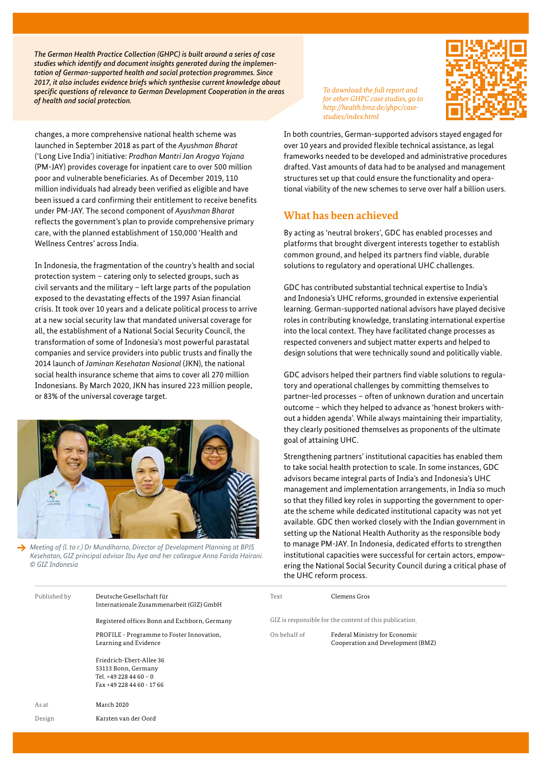*The German Health Practice Collection (GHPC) is built around a series of case studies which identify and document insights generated during the implementation of German-supported health and social protection programmes. Since 2017, it also includes evidence briefs which synthesise current knowledge about specific questions of relevance to German Development Cooperation in the areas of health and social protection.*

*To download the full report and for other GHPC case studies, go to http://health.bmz.de/ghpc/case-studies/index.html*

changes, a more comprehensive national health scheme was launched in September 2018 as part of the *Ayushman Bharat* ('Long Live India') initiative: *Pradhan Mantri Jan Arogya Yojana* (PM-JAY) provides coverage for inpatient care to over 500 million poor and vulnerable beneficiaries. As of December 2019, 110 million individuals had already been verified as eligible and have been issued a card confirming their entitlement to receive benefits under PM-JAY. The second component of *Ayushman Bharat* reflects the government's plan to provide comprehensive primary care, with the planned establishment of 150,000 'Health and Wellness Centres' across India.

In Indonesia, the fragmentation of the country's health and social protection system – catering only to selected groups, such as civil servants and the military – left large parts of the population exposed to the devastating effects of the 1997 Asian financial crisis. It took over 10 years and a delicate political process to arrive at a new social security law that mandated universal coverage for all, the establishment of a National Social Security Council, the transformation of some of Indonesia's most powerful parastatal companies and service providers into public trusts and finally the 2014 launch of *Jaminan Kesehatan Nasional* (JKN), the national social health insurance scheme that aims to cover all 270 million Indonesians. By March 2020, JKN has insured 223 million people, or 83% of the universal coverage target.

*Meeting of (l. to r.) Dr Mundiharno, Director of Development Planning at BPJS Kesehatan, GIZ principal advisor Ibu Aya and her colleague Anna Farida Hairani. © GIZ Indonesia*

In both countries, German-supported advisors stayed engaged for over 10 years and provided flexible technical assistance, as legal frameworks needed to be developed and administrative procedures drafted. Vast amounts of data had to be analysed and management structures set up that could ensure the functionality and operational viability of the new schemes to serve over half a billion users.

## What has been achieved

By acting as 'neutral brokers', GDC has enabled processes and platforms that brought divergent interests together to establish common ground, and helped its partners find viable, durable solutions to regulatory and operational UHC challenges.

GDC has contributed substantial technical expertise to India's and Indonesia's UHC reforms, grounded in extensive experiential learning. German-supported national advisors have played decisive roles in contributing knowledge, translating international expertise into the local context. They have facilitated change processes as respected conveners and subject matter experts and helped to design solutions that were technically sound and politically viable.

GDC advisors helped their partners find viable solutions to regulatory and operational challenges by committing themselves to partner-led processes – often of unknown duration and uncertain outcome – which they helped to advance as 'honest brokers without a hidden agenda'. While always maintaining their impartiality, they clearly positioned themselves as proponents of the ultimate goal of attaining UHC.

Strengthening partners' institutional capacities has enabled them to take social health protection to scale. In some instances, GDC advisors became integral parts of India's and Indonesia's UHC management and implementation arrangements, in India so much so that they filled key roles in supporting the government to operate the scheme while dedicated institutional capacity was not yet available. GDC then worked closely with the Indian government in setting up the National Health Authority as the responsible body to manage PM-JAY. In Indonesia, dedicated efforts to strengthen institutional capacities were successful for certain actors, empowering the National Social Security Council during a critical phase of the UHC reform process.

| | |
|---|---|
| Published by | Deutsche Gesellschaft für Internationale Zusammenarbeit (GIZ) GmbH |
| | Registered offices Bonn and Eschborn, Germany |
| | PROFILE - Programme to Foster Innovation, Learning and Evidence |
| | Friedrich-Ebert-Allee 36<br>53113 Bonn, Germany<br>Tel. +49 228 44 60 – 0<br>Fax +49 228 44 60 - 17 66 |
| As at | March 2020 |
| Design | Karsten van der Oord |
| Text | Clemens Gros |
| | GIZ is responsible for the content of this publication. |
| On behalf of | Federal Ministry for Economic Cooperation and Development (BMZ) |